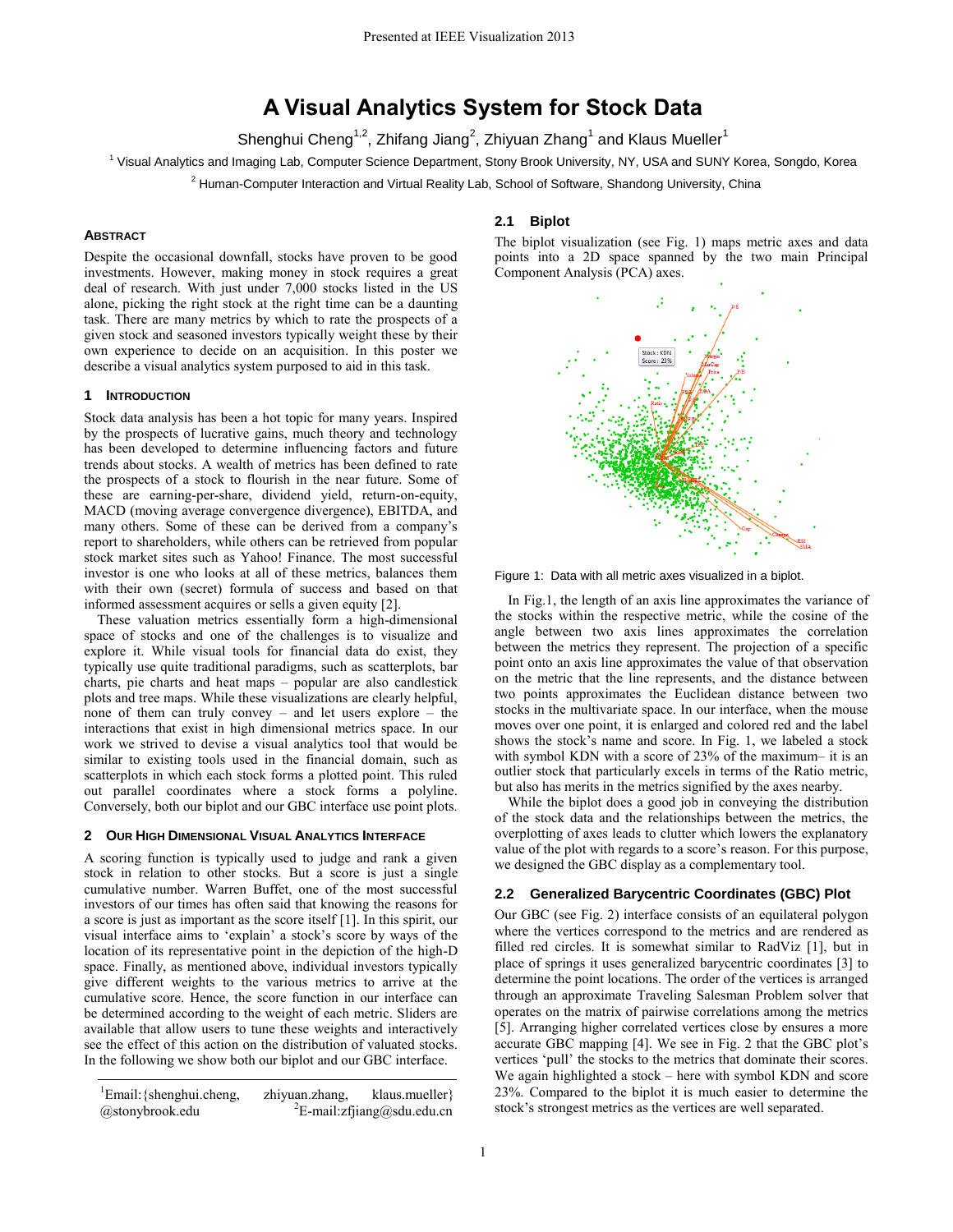# A Visual Analytics System for Stock Data

Shenghui Cheng[1,2], Zhifang Jiang[2], Zhiyuan Zhang[1] and Klaus Mueller[1]

[1] Visual Analytics and Imaging Lab, Computer Science Department, Stony Brook University, NY, USA and SUNY Korea, Songdo, Korea

[2] Human-Computer Interaction and Virtual Reality Lab, School of Software, Shandong University, China

### Abstract

Despite the occasional downfall, stocks have proven to be good investments. However, making money in stock requires a great deal of research. With just under 7,000 stocks listed in the US alone, picking the right stock at the right time can be a daunting task. There are many metrics by which to rate the prospects of a given stock and seasoned investors typically weight these by their own experience to decide on an acquisition. In this poster we describe a visual analytics system purposed to aid in this task.

## 1 Introduction

Stock data analysis has been a hot topic for many years. Inspired by the prospects of lucrative gains, much theory and technology has been developed to determine influencing factors and future trends about stocks. A wealth of metrics has been defined to rate the prospects of a stock to flourish in the near future. Some of these are earning-per-share, dividend yield, return-on-equity, MACD (moving average convergence divergence), EBITDA, and many others. Some of these can be derived from a company's report to shareholders, while others can be retrieved from popular stock market sites such as Yahoo! Finance. The most successful investor is one who looks at all of these metrics, balances them with their own (secret) formula of success and based on that informed assessment acquires or sells a given equity [2].

These valuation metrics essentially form a high-dimensional space of stocks and one of the challenges is to visualize and explore it. While visual tools for financial data do exist, they typically use quite traditional paradigms, such as scatterplots, bar charts, pie charts and heat maps – popular are also candlestick plots and tree maps. While these visualizations are clearly helpful, none of them can truly convey – and let users explore – the interactions that exist in high dimensional metrics space. In our work we strived to devise a visual analytics tool that would be similar to existing tools used in the financial domain, such as scatterplots in which each stock forms a plotted point. This ruled out parallel coordinates where a stock forms a polyline. Conversely, both our biplot and our GBC interface use point plots.

## 2 Our High Dimensional Visual Analytics Interface

A scoring function is typically used to judge and rank a given stock in relation to other stocks. But a score is just a single cumulative number. Warren Buffet, one of the most successful investors of our times has often said that knowing the reasons for a score is just as important as the score itself [1]. In this spirit, our visual interface aims to 'explain' a stock's score by ways of the location of its representative point in the depiction of the high-D space. Finally, as mentioned above, individual investors typically give different weights to the various metrics to arrive at the cumulative score. Hence, the score function in our interface can be determined according to the weight of each metric. Sliders are available that allow users to tune these weights and interactively see the effect of this action on the distribution of valuated stocks. In the following we show both our biplot and our GBC interface.

### 2.1 Biplot

The biplot visualization (see Fig. 1) maps metric axes and data points into a 2D space spanned by the two main Principal Component Analysis (PCA) axes.

Figure 1: Data with all metric axes visualized in a biplot.

In Fig.1, the length of an axis line approximates the variance of the stocks within the respective metric, while the cosine of the angle between two axis lines approximates the correlation between the metrics they represent. The projection of a specific point onto an axis line approximates the value of that observation on the metric that the line represents, and the distance between two points approximates the Euclidean distance between two stocks in the multivariate space. In our interface, when the mouse moves over one point, it is enlarged and colored red and the label shows the stock's name and score. In Fig. 1, we labeled a stock with symbol KDN with a score of 23% of the maximum– it is an outlier stock that particularly excels in terms of the Ratio metric, but also has merits in the metrics signified by the axes nearby.

While the biplot does a good job in conveying the distribution of the stock data and the relationships between the metrics, the overplotting of axes leads to clutter which lowers the explanatory value of the plot with regards to a score's reason. For this purpose, we designed the GBC display as a complementary tool.

### 2.2 Generalized Barycentric Coordinates (GBC) Plot

Our GBC (see Fig. 2) interface consists of an equilateral polygon where the vertices correspond to the metrics and are rendered as filled red circles. It is somewhat similar to RadViz [1], but in place of springs it uses generalized barycentric coordinates [3] to determine the point locations. The order of the vertices is arranged through an approximate Traveling Salesman Problem solver that operates on the matrix of pairwise correlations among the metrics [5]. Arranging higher correlated vertices close by ensures a more accurate GBC mapping [4]. We see in Fig. 2 that the GBC plot's vertices 'pull' the stocks to the metrics that dominate their scores. We again highlighted a stock – here with symbol KDN and score 23%. Compared to the biplot it is much easier to determine the stock's strongest metrics as the vertices are well separated.

[1]Email:{shenghui.cheng, zhiyuan.zhang, klaus.mueller}@stonybrook.edu [2]E-mail:zfjiang@sdu.edu.cn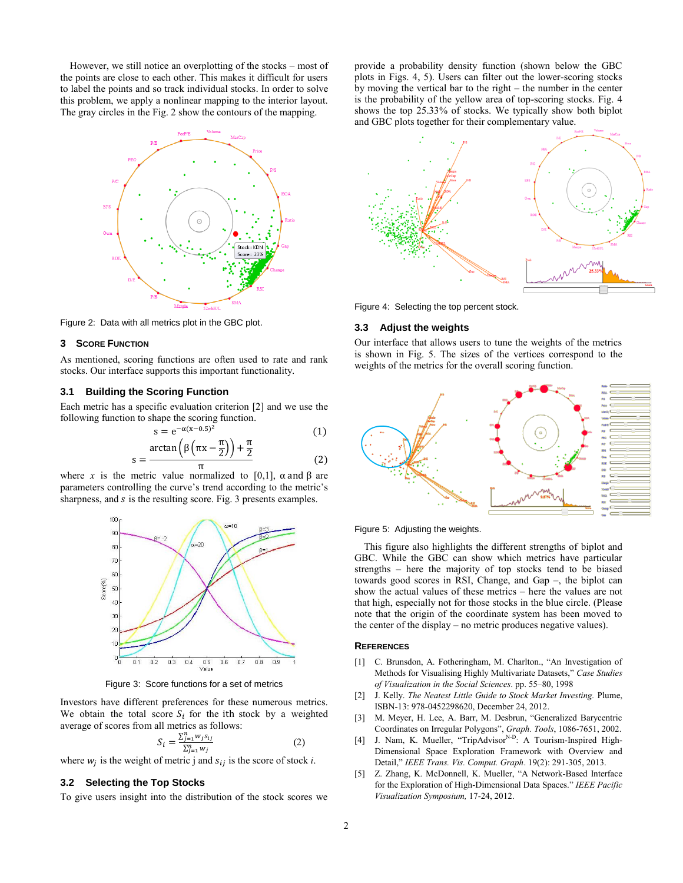However, we still notice an overplotting of the stocks – most of the points are close to each other. This makes it difficult for users to label the points and so track individual stocks. In order to solve this problem, we apply a nonlinear mapping to the interior layout. The gray circles in the Fig. 2 show the contours of the mapping.

Figure 2: Data with all metrics plot in the GBC plot.

## 3 Score Function

As mentioned, scoring functions are often used to rate and rank stocks. Our interface supports this important functionality.

### 3.1 Building the Scoring Function

Each metric has a specific evaluation criterion [2] and we use the following function to shape the scoring function.

$$s = e^{-\alpha(x-0.5)^2} \quad (1)$$

$$s = \frac{\arctan\left(\beta\left(\pi x - \frac{\pi}{2}\right)\right) + \frac{\pi}{2}}{\pi} \quad (2)$$

where $x$ is the metric value normalized to [0,1], α and β are parameters controlling the curve's trend according to the metric's sharpness, and $s$ is the resulting score. Fig. 3 presents examples.

Figure 3: Score functions for a set of metrics

Investors have different preferences for these numerous metrics. We obtain the total score $S_i$ for the ith stock by a weighted average of scores from all metrics as follows:

$$S_i = \frac{\sum_{j=1}^{n} w_j s_{ij}}{\sum_{j=1}^{n} w_j} \quad (2)$$

where $w_j$ is the weight of metric j and $s_{ij}$ is the score of stock $i$.

### 3.2 Selecting the Top Stocks

To give users insight into the distribution of the stock scores we provide a probability density function (shown below the GBC plots in Figs. 4, 5). Users can filter out the lower-scoring stocks by moving the vertical bar to the right – the number in the center is the probability of the yellow area of top-scoring stocks. Fig. 4 shows the top 25.33% of stocks. We typically show both biplot and GBC plots together for their complementary value.

Figure 4: Selecting the top percent stock.

### 3.3 Adjust the weights

Our interface that allows users to tune the weights of the metrics is shown in Fig. 5. The sizes of the vertices correspond to the weights of the metrics for the overall scoring function.

Figure 5: Adjusting the weights.

This figure also highlights the different strengths of biplot and GBC. While the GBC can show which metrics have particular strengths – here the majority of top stocks tend to be biased towards good scores in RSI, Change, and Gap –, the biplot can show the actual values of these metrics – here the values are not that high, especially not for those stocks in the blue circle. (Please note that the origin of the coordinate system has been moved to the center of the display – no metric produces negative values).

## References

[1] C. Brunsdon, A. Fotheringham, M. Charlton., "An Investigation of Methods for Visualising Highly Multivariate Datasets," *Case Studies of Visualization in the Social Sciences*. pp. 55–80, 1998

[2] J. Kelly. *The Neatest Little Guide to Stock Market Investing.* Plume, ISBN-13: 978-0452298620, December 24, 2012.

[3] M. Meyer, H. Lee, A. Barr, M. Desbrun, "Generalized Barycentric Coordinates on Irregular Polygons", *Graph. Tools*, 1086-7651, 2002.

[4] J. Nam, K. Mueller, "TripAdvisor[N-D]: A Tourism-Inspired High-Dimensional Space Exploration Framework with Overview and Detail," *IEEE Trans. Vis. Comput. Graph*. 19(2): 291-305, 2013.

[5] Z. Zhang, K. McDonnell, K. Mueller, "A Network-Based Interface for the Exploration of High-Dimensional Data Spaces." *IEEE Pacific Visualization Symposium,* 17-24, 2012.